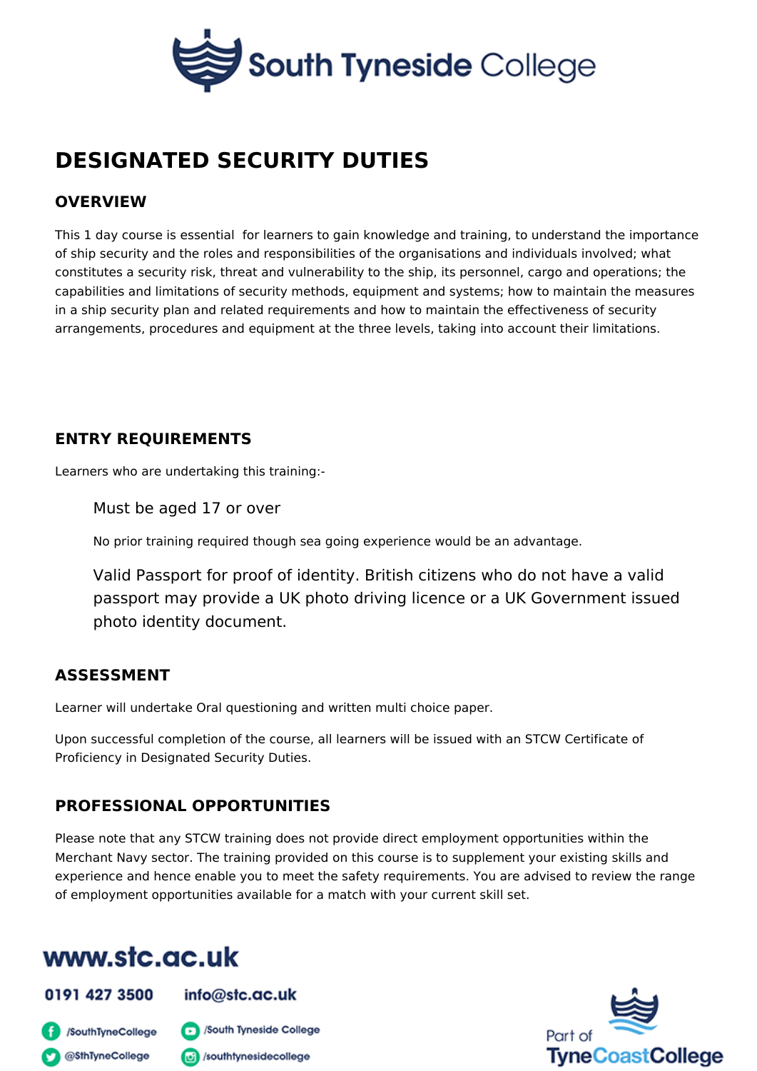South Tyneside College

# DESIGNATED SECURITY DUTIES

## OVERVIEW

This 1 day course is essential  for learners to gain knowledge and training, to understand the importance of ship security and the roles and responsibilities of the organisations and individuals involved; what constitutes a security risk, threat and vulnerability to the ship, its personnel, cargo and operations; the capabilities and limitations of security methods, equipment and systems; how to maintain the measures in a ship security plan and related requirements and how to maintain the effectiveness of security arrangements, procedures and equipment at the three levels, taking into account their limitations.

## ENTRY REQUIREMENTS

Learners who are undertaking this training:-

Must be aged 17 or over

No prior training required though sea going experience would be an advantage.

Valid Passport for proof of identity. British citizens who do not have a valid passport may provide a UK photo driving licence or a UK Government issued photo identity document.

## ASSESSMENT

Learner will undertake Oral questioning and written multi choice paper.

Upon successful completion of the course, all learners will be issued with an STCW Certificate of Proficiency in Designated Security Duties.

## PROFESSIONAL OPPORTUNITIES

Please note that any STCW training does not provide direct employment opportunities within the Merchant Navy sector. The training provided on this course is to supplement your existing skills and experience and hence enable you to meet the safety requirements. You are advised to review the range of employment opportunities available for a match with your current skill set.

www.stc.ac.uk

0191 427 3500    info@stc.ac.uk

/SouthTyneCollege    /South Tyneside College

@SthTyneCollege    /southtynesidecollege

Part of TyneCoastCollege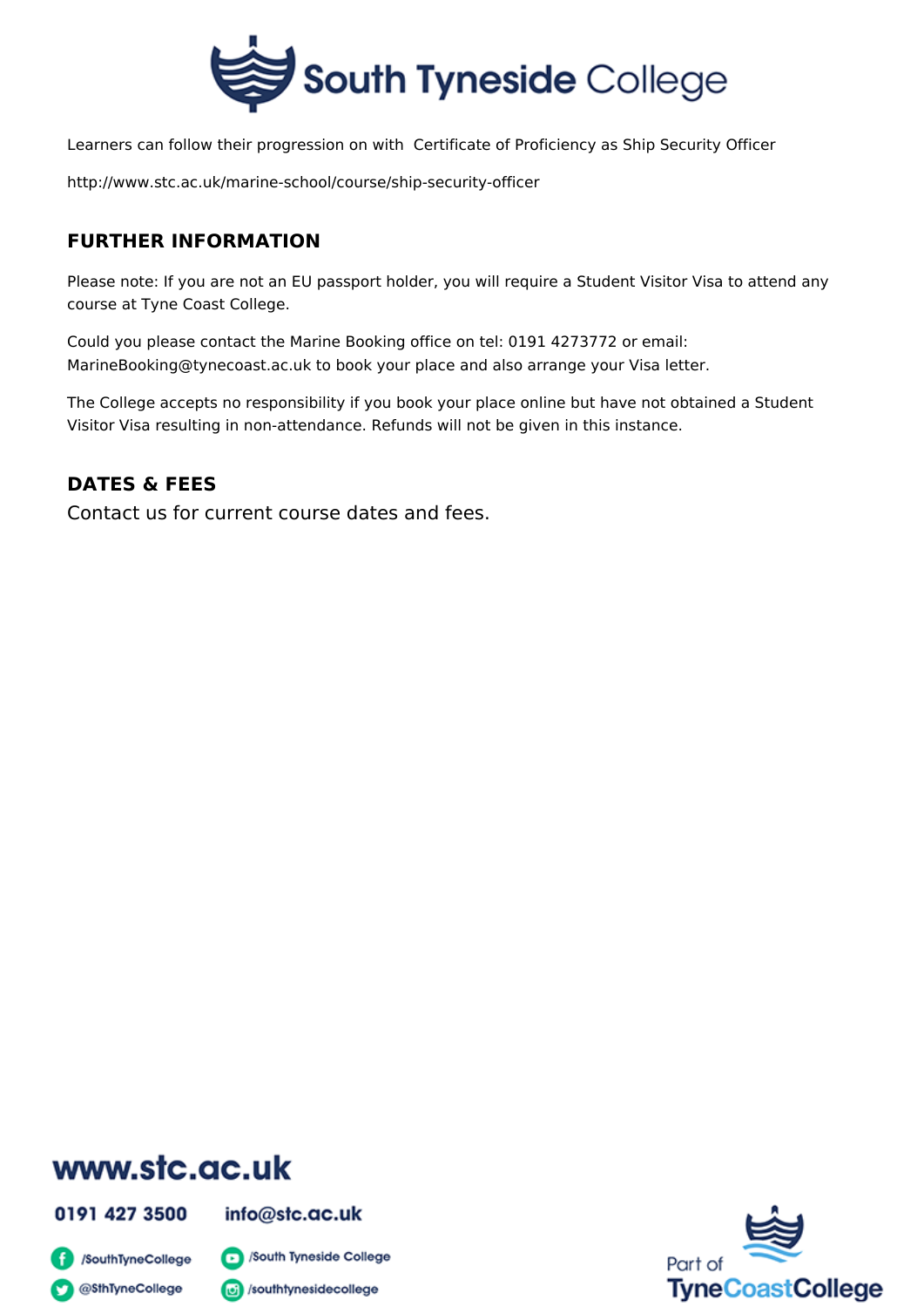Learners can follow their progression on with  Certificate of Proficiency as Ship Security Officer

http://www.stc.ac.uk/marine-school/course/ship-security-officer

## FURTHER INFORMATION

Please note: If you are not an EU passport holder, you will require a Student Visitor Visa to attend any course at Tyne Coast College.

Could you please contact the Marine Booking office on tel: 0191 4273772 or email: MarineBooking@tynecoast.ac.uk to book your place and also arrange your Visa letter.

The College accepts no responsibility if you book your place online but have not obtained a Student Visitor Visa resulting in non-attendance. Refunds will not be given in this instance.

## DATES & FEES

Contact us for current course dates and fees.

www.stc.ac.uk

0191 427 3500 info@stc.ac.uk

/SouthTyneCollege /South Tyneside College

@SthTyneCollege /southtynesidecollege

Part of TyneCoastCollege